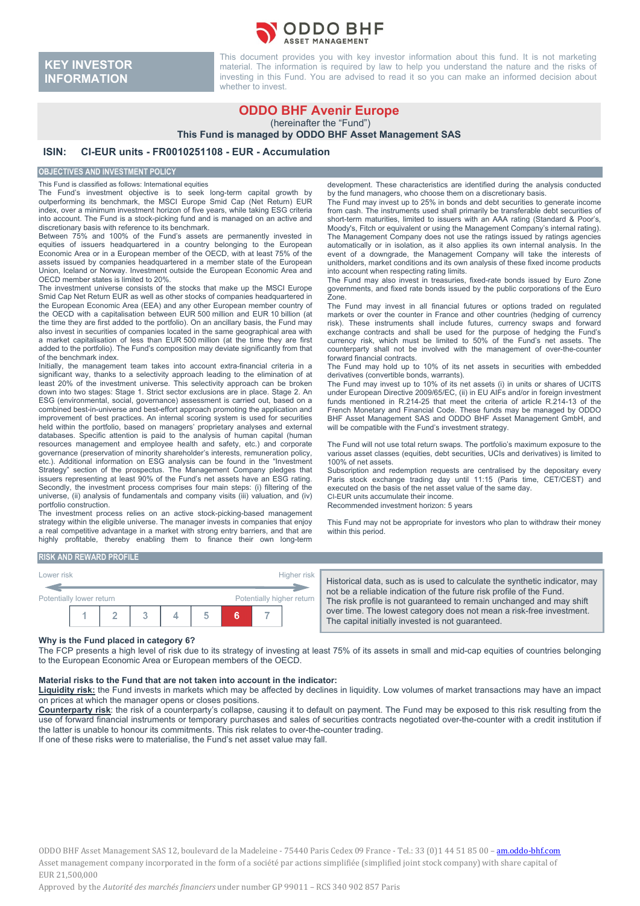# KEY INVESTOR INFORMATION

This document provides you with key investor information about this fund. It is not marketing material. The information is required by law to help you understand the nature and the risks of investing in this Fund. You are advised to read it so you can make an informed decision about whether to invest.

## ODDO BHF Avenir Europe

(hereinafter the "Fund")

**This Fund is managed by ODDO BHF Asset Management SAS**

**ISIN: CI-EUR units - FR0010251108 - EUR - Accumulation**

## OBJECTIVES AND INVESTMENT POLICY

This Fund is classified as follows: International equities

The Fund's investment objective is to seek long-term capital growth by outperforming its benchmark, the MSCI Europe Smid Cap (Net Return) EUR index, over a minimum investment horizon of five years, while taking ESG criteria into account. The Fund is a stock-picking fund and is managed on an active and discretionary basis with reference to its benchmark.

Between 75% and 100% of the Fund's assets are permanently invested in equities of issuers headquartered in a country belonging to the European Economic Area or in a European member of the OECD, with at least 75% of the assets issued by companies headquartered in a member state of the European Union, Iceland or Norway. Investment outside the European Economic Area and OECD member states is limited to 20%.

The investment universe consists of the stocks that make up the MSCI Europe Smid Cap Net Return EUR as well as other stocks of companies headquartered in the European Economic Area (EEA) and any other European member country of the OECD with a capitalisation between EUR 500 million and EUR 10 billion (at the time they are first added to the portfolio). On an ancillary basis, the Fund may also invest in securities of companies located in the same geographical area with a market capitalisation of less than EUR 500 million (at the time they are first added to the portfolio). The Fund's composition may deviate significantly from that of the benchmark index.

Initially, the management team takes into account extra-financial criteria in a significant way, thanks to a selectivity approach leading to the elimination of at least 20% of the investment universe. This selectivity approach can be broken down into two stages: Stage 1. Strict sector exclusions are in place. Stage 2. An ESG (environmental, social, governance) assessment is carried out, based on a combined best-in-universe and best-effort approach promoting the application and improvement of best practices. An internal scoring system is used for securities held within the portfolio, based on managers' proprietary analyses and external databases. Specific attention is paid to the analysis of human capital (human resources management and employee health and safety, etc.) and corporate governance (preservation of minority shareholder's interests, remuneration policy, etc.). Additional information on ESG analysis can be found in the "Investment Strategy" section of the prospectus. The Management Company pledges that issuers representing at least 90% of the Fund's net assets have an ESG rating. Secondly, the investment process comprises four main steps: (i) filtering of the universe, (ii) analysis of fundamentals and company visits (iii) valuation, and (iv) portfolio construction.

The investment process relies on an active stock-picking-based management strategy within the eligible universe. The manager invests in companies that enjoy a real competitive advantage in a market with strong entry barriers, and that are highly profitable, thereby enabling them to finance their own long-term development. These characteristics are identified during the analysis conducted by the fund managers, who choose them on a discretionary basis.

The Fund may invest up to 25% in bonds and debt securities to generate income from cash. The instruments used shall primarily be transferable debt securities of short-term maturities, limited to issuers with an AAA rating (Standard & Poor's, Moody's, Fitch or equivalent or using the Management Company's internal rating). The Management Company does not use the ratings issued by ratings agencies automatically or in isolation, as it also applies its own internal analysis. In the event of a downgrade, the Management Company will take the interests of unitholders, market conditions and its own analysis of these fixed income products into account when respecting rating limits.

The Fund may also invest in treasuries, fixed-rate bonds issued by Euro Zone governments, and fixed rate bonds issued by the public corporations of the Euro Zone.

The Fund may invest in all financial futures or options traded on regulated markets or over the counter in France and other countries (hedging of currency risk). These instruments shall include futures, currency swaps and forward exchange contracts and shall be used for the purpose of hedging the Fund's currency risk, which must be limited to 50% of the Fund's net assets. The counterparty shall not be involved with the management of over-the-counter forward financial contracts.

The Fund may hold up to 10% of its net assets in securities with embedded derivatives (convertible bonds, warrants).

The Fund may invest up to 10% of its net assets (i) in units or shares of UCITS under European Directive 2009/65/EC, (ii) in EU AIFs and/or in foreign investment funds mentioned in R.214-25 that meet the criteria of article R.214-13 of the French Monetary and Financial Code. These funds may be managed by ODDO BHF Asset Management SAS and ODDO BHF Asset Management GmbH, and will be compatible with the Fund's investment strategy.

The Fund will not use total return swaps. The portfolio's maximum exposure to the various asset classes (equities, debt securities, UCIs and derivatives) is limited to 100% of net assets.

Subscription and redemption requests are centralised by the depositary every Paris stock exchange trading day until 11:15 (Paris time, CET/CEST) and executed on the basis of the net asset value of the same day.

CI-EUR units accumulate their income.

Recommended investment horizon: 5 years

This Fund may not be appropriate for investors who plan to withdraw their money within this period.

## RISK AND REWARD PROFILE

| Lower risk | | | | | | Higher risk |
|---|---|---|---|---|---|---|
| Potentially lower return | | | | | | Potentially higher return |
| 1 | 2 | 3 | 4 | 5 | **6** | 7 |

Historical data, such as is used to calculate the synthetic indicator, may not be a reliable indication of the future risk profile of the Fund. The risk profile is not guaranteed to remain unchanged and may shift over time. The lowest category does not mean a risk-free investment. The capital initially invested is not guaranteed.

**Why is the Fund placed in category 6?**

The FCP presents a high level of risk due to its strategy of investing at least 75% of its assets in small and mid-cap equities of countries belonging to the European Economic Area or European members of the OECD.

**Material risks to the Fund that are not taken into account in the indicator:**

**Liquidity risk:** the Fund invests in markets which may be affected by declines in liquidity. Low volumes of market transactions may have an impact on prices at which the manager opens or closes positions.

**Counterparty risk**: the risk of a counterparty's collapse, causing it to default on payment. The Fund may be exposed to this risk resulting from the use of forward financial instruments or temporary purchases and sales of securities contracts negotiated over-the-counter with a credit institution if the latter is unable to honour its commitments. This risk relates to over-the-counter trading.

If one of these risks were to materialise, the Fund's net asset value may fall.

ODDO BHF Asset Management SAS 12, boulevard de la Madeleine - 75440 Paris Cedex 09 France - Tel.: 33 (0)1 44 51 85 00 – am.oddo-bhf.com

Asset management company incorporated in the form of a société par actions simplifiée (simplified joint stock company) with share capital of EUR 21,500,000

Approved by the *Autorité des marchés financiers* under number GP 99011 – RCS 340 902 857 Paris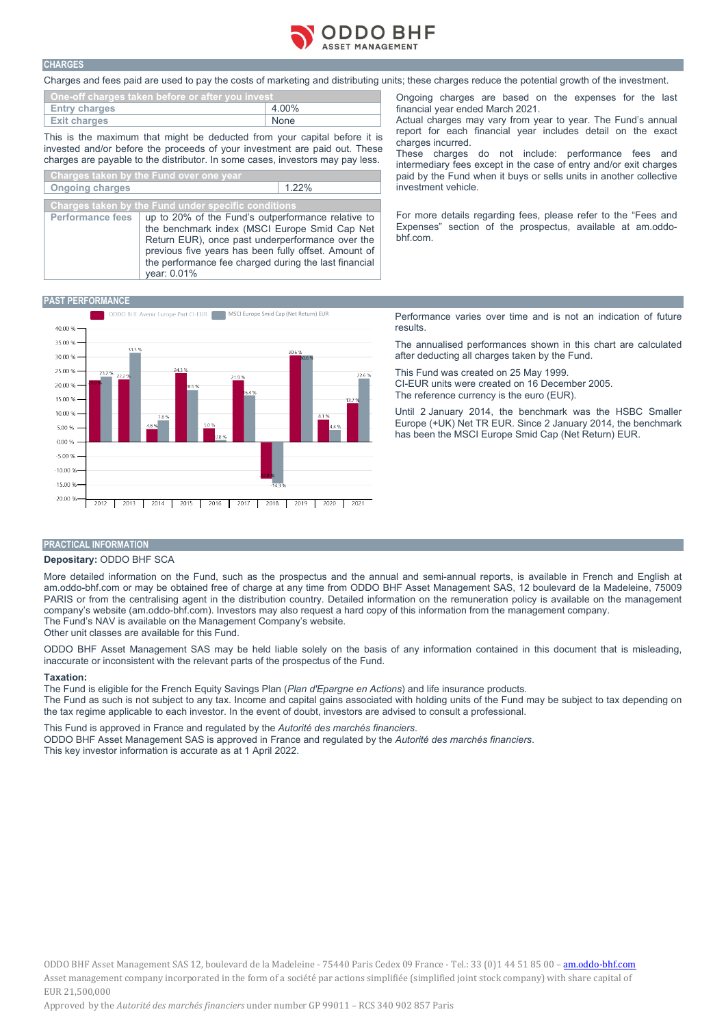## CHARGES

Charges and fees paid are used to pay the costs of marketing and distributing units; these charges reduce the potential growth of the investment.

| One-off charges taken before or after you invest | |
|---|---|
| Entry charges | 4.00% |
| Exit charges | None |

This is the maximum that might be deducted from your capital before it is invested and/or before the proceeds of your investment are paid out. These charges are payable to the distributor. In some cases, investors may pay less.

| Charges taken by the Fund over one year | |
|---|---|
| Ongoing charges | 1.22% |

| Charges taken by the Fund under specific conditions | |
|---|---|
| Performance fees | up to 20% of the Fund's outperformance relative to the benchmark index (MSCI Europe Smid Cap Net Return EUR), once past underperformance over the previous five years has been fully offset. Amount of the performance fee charged during the last financial year: 0.01% |

Ongoing charges are based on the expenses for the last financial year ended March 2021.

Actual charges may vary from year to year. The Fund's annual report for each financial year includes detail on the exact charges incurred.

These charges do not include: performance fees and intermediary fees except in the case of entry and/or exit charges paid by the Fund when it buys or sells units in another collective investment vehicle.

For more details regarding fees, please refer to the "Fees and Expenses" section of the prospectus, available at am.oddo-bhf.com.

## PAST PERFORMANCE

ODDO BHF Avenir Europe Part CI-EUR
MSCI Europe Smid Cap (Net Return) EUR

40.00 %
35.00 %
30.00 %
25.00 %
20.00 %
15.00 %
10.00 %
5.00 %
0.00 %
-5.00 %
-10.00 %
-15.00 %
-20.00 %

2012: 21.8 %, 23.2 %
2013: 22.2 %, 31.5 %
2014: 4.8 %, 7.6 %
2015: 24.3 %, 18.5 %
2016: 5.0 %, 0.8 %
2017: 21.9 %, 16.4 %
2018: -12.6 %, -14.3 %
2019: 30.6 %, 30.6 %
2020: 8.1 %, 4.4 %
2021: 13.7 %, 22.6 %

Performance varies over time and is not an indication of future results.

The annualised performances shown in this chart are calculated after deducting all charges taken by the Fund.

This Fund was created on 25 May 1999.
CI-EUR units were created on 16 December 2005.
The reference currency is the euro (EUR).

Until 2 January 2014, the benchmark was the HSBC Smaller Europe (+UK) Net TR EUR. Since 2 January 2014, the benchmark has been the MSCI Europe Smid Cap (Net Return) EUR.

## PRACTICAL INFORMATION

**Depositary:** ODDO BHF SCA

More detailed information on the Fund, such as the prospectus and the annual and semi-annual reports, is available in French and English at am.oddo-bhf.com or may be obtained free of charge at any time from ODDO BHF Asset Management SAS, 12 boulevard de la Madeleine, 75009 PARIS or from the centralising agent in the distribution country. Detailed information on the remuneration policy is available on the management company's website (am.oddo-bhf.com). Investors may also request a hard copy of this information from the management company.
The Fund's NAV is available on the Management Company's website.
Other unit classes are available for this Fund.

ODDO BHF Asset Management SAS may be held liable solely on the basis of any information contained in this document that is misleading, inaccurate or inconsistent with the relevant parts of the prospectus of the Fund.

**Taxation:**
The Fund is eligible for the French Equity Savings Plan (*Plan d'Epargne en Actions*) and life insurance products.
The Fund as such is not subject to any tax. Income and capital gains associated with holding units of the Fund may be subject to tax depending on the tax regime applicable to each investor. In the event of doubt, investors are advised to consult a professional.

This Fund is approved in France and regulated by the *Autorité des marchés financiers*.
ODDO BHF Asset Management SAS is approved in France and regulated by the *Autorité des marchés financiers*.
This key investor information is accurate as at 1 April 2022.

ODDO BHF Asset Management SAS 12, boulevard de la Madeleine - 75440 Paris Cedex 09 France - Tel.: 33 (0)1 44 51 85 00 – am.oddo-bhf.com
Asset management company incorporated in the form of a société par actions simplifiée (simplified joint stock company) with share capital of EUR 21,500,000
Approved by the *Autorité des marchés financiers* under number GP 99011 – RCS 340 902 857 Paris